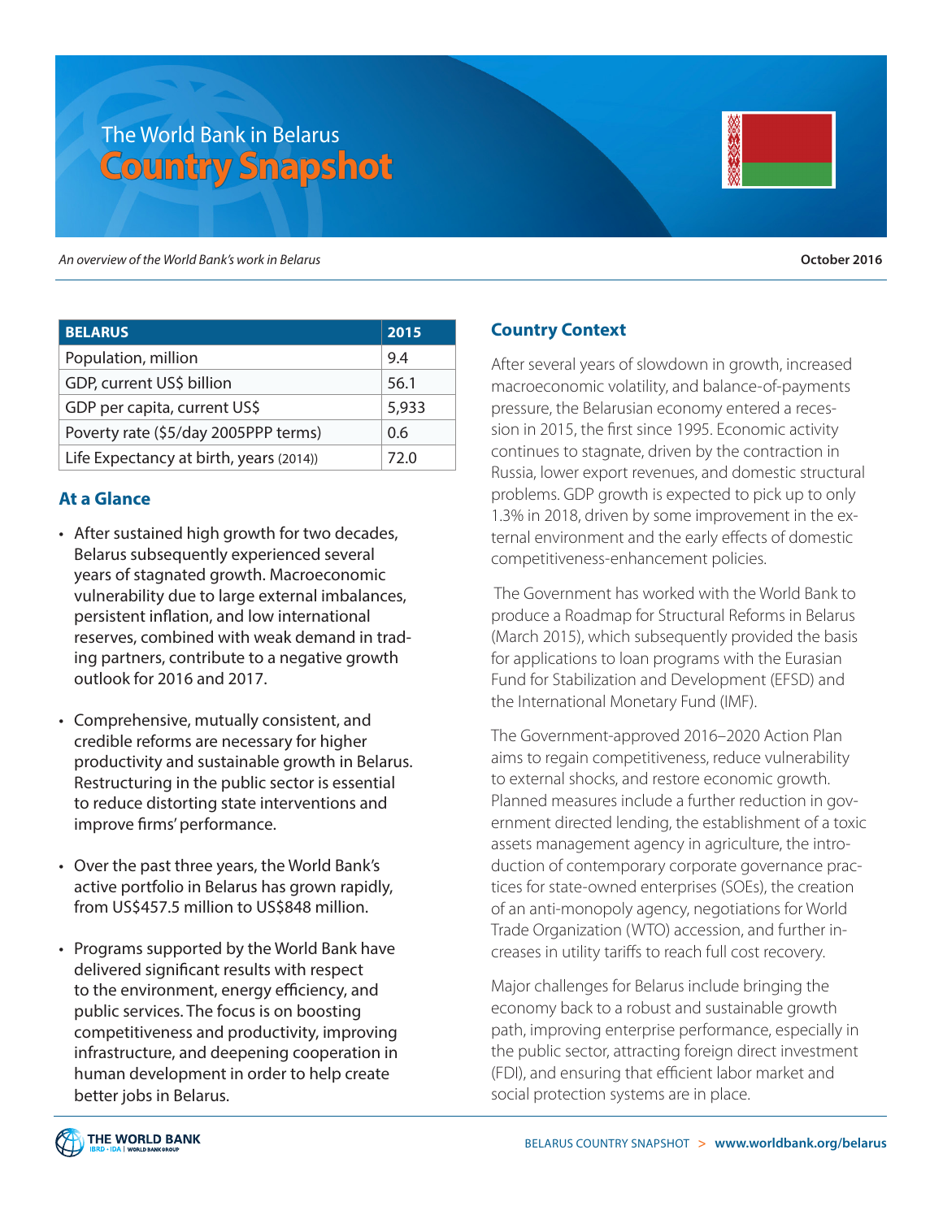# The World Bank in Belarus
## Country Snapshot

*An overview of the World Bank's work in Belarus*

**October 2016**

| BELARUS | 2015 |
|---|---|
| Population, million | 9.4 |
| GDP, current US$ billion | 56.1 |
| GDP per capita, current US$ | 5,933 |
| Poverty rate ($5/day 2005PPP terms) | 0.6 |
| Life Expectancy at birth, years (2014)) | 72.0 |

### At a Glance

- After sustained high growth for two decades, Belarus subsequently experienced several years of stagnated growth. Macroeconomic vulnerability due to large external imbalances, persistent inflation, and low international reserves, combined with weak demand in trading partners, contribute to a negative growth outlook for 2016 and 2017.
- Comprehensive, mutually consistent, and credible reforms are necessary for higher productivity and sustainable growth in Belarus. Restructuring in the public sector is essential to reduce distorting state interventions and improve firms' performance.
- Over the past three years, the World Bank's active portfolio in Belarus has grown rapidly, from US$457.5 million to US$848 million.
- Programs supported by the World Bank have delivered significant results with respect to the environment, energy efficiency, and public services. The focus is on boosting competitiveness and productivity, improving infrastructure, and deepening cooperation in human development in order to help create better jobs in Belarus.

### Country Context

After several years of slowdown in growth, increased macroeconomic volatility, and balance-of-payments pressure, the Belarusian economy entered a recession in 2015, the first since 1995. Economic activity continues to stagnate, driven by the contraction in Russia, lower export revenues, and domestic structural problems. GDP growth is expected to pick up to only 1.3% in 2018, driven by some improvement in the external environment and the early effects of domestic competitiveness-enhancement policies.

The Government has worked with the World Bank to produce a Roadmap for Structural Reforms in Belarus (March 2015), which subsequently provided the basis for applications to loan programs with the Eurasian Fund for Stabilization and Development (EFSD) and the International Monetary Fund (IMF).

The Government-approved 2016–2020 Action Plan aims to regain competitiveness, reduce vulnerability to external shocks, and restore economic growth. Planned measures include a further reduction in government directed lending, the establishment of a toxic assets management agency in agriculture, the introduction of contemporary corporate governance practices for state-owned enterprises (SOEs), the creation of an anti-monopoly agency, negotiations for World Trade Organization (WTO) accession, and further increases in utility tariffs to reach full cost recovery.

Major challenges for Belarus include bringing the economy back to a robust and sustainable growth path, improving enterprise performance, especially in the public sector, attracting foreign direct investment (FDI), and ensuring that efficient labor market and social protection systems are in place.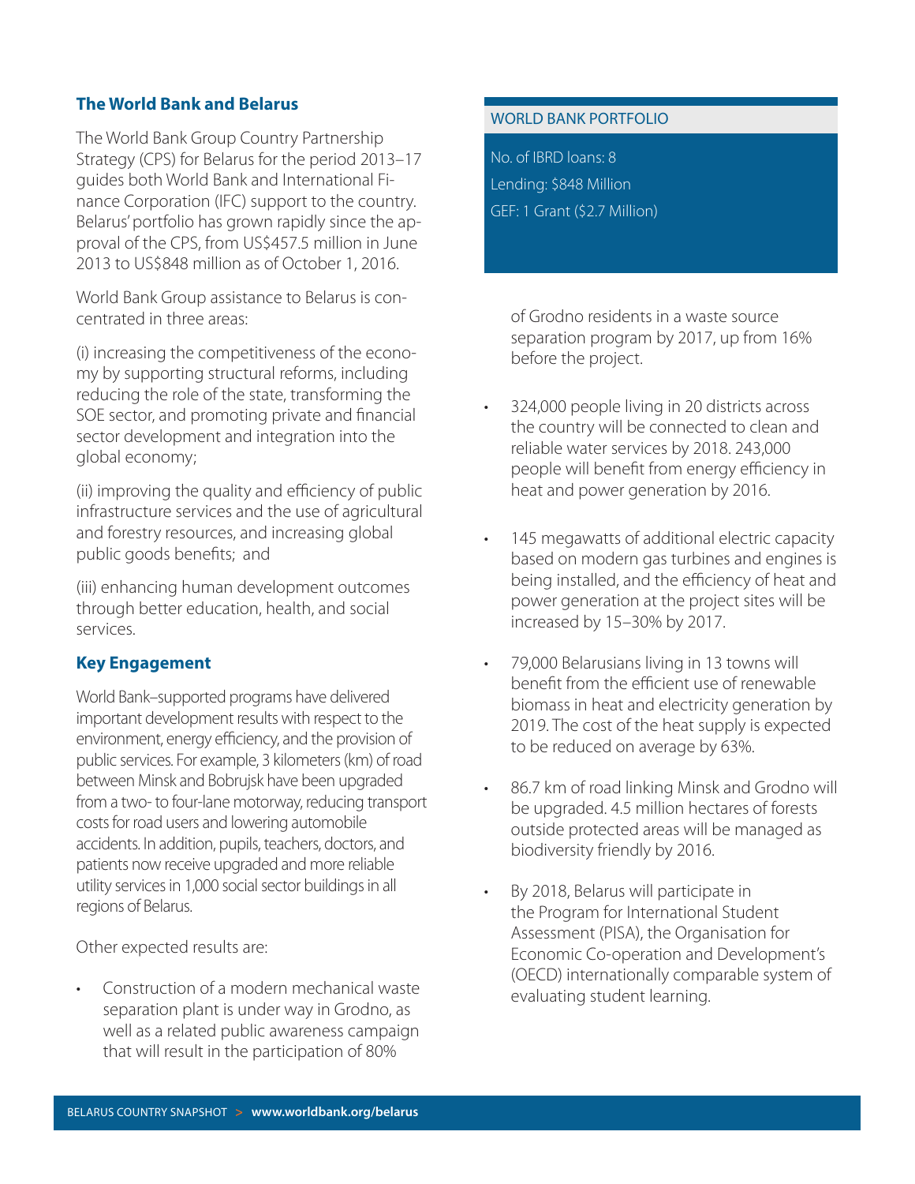## The World Bank and Belarus

The World Bank Group Country Partnership Strategy (CPS) for Belarus for the period 2013–17 guides both World Bank and International Finance Corporation (IFC) support to the country. Belarus' portfolio has grown rapidly since the approval of the CPS, from US$457.5 million in June 2013 to US$848 million as of October 1, 2016.

World Bank Group assistance to Belarus is concentrated in three areas:

(i) increasing the competitiveness of the economy by supporting structural reforms, including reducing the role of the state, transforming the SOE sector, and promoting private and financial sector development and integration into the global economy;

(ii) improving the quality and efficiency of public infrastructure services and the use of agricultural and forestry resources, and increasing global public goods benefits; and

(iii) enhancing human development outcomes through better education, health, and social services.

## Key Engagement

World Bank–supported programs have delivered important development results with respect to the environment, energy efficiency, and the provision of public services. For example, 3 kilometers (km) of road between Minsk and Bobrujsk have been upgraded from a two- to four-lane motorway, reducing transport costs for road users and lowering automobile accidents. In addition, pupils, teachers, doctors, and patients now receive upgraded and more reliable utility services in 1,000 social sector buildings in all regions of Belarus.

Other expected results are:

- Construction of a modern mechanical waste separation plant is under way in Grodno, as well as a related public awareness campaign that will result in the participation of 80% of Grodno residents in a waste source separation program by 2017, up from 16% before the project.
- 324,000 people living in 20 districts across the country will be connected to clean and reliable water services by 2018. 243,000 people will benefit from energy efficiency in heat and power generation by 2016.
- 145 megawatts of additional electric capacity based on modern gas turbines and engines is being installed, and the efficiency of heat and power generation at the project sites will be increased by 15–30% by 2017.
- 79,000 Belarusians living in 13 towns will benefit from the efficient use of renewable biomass in heat and electricity generation by 2019. The cost of the heat supply is expected to be reduced on average by 63%.
- 86.7 km of road linking Minsk and Grodno will be upgraded. 4.5 million hectares of forests outside protected areas will be managed as biodiversity friendly by 2016.
- By 2018, Belarus will participate in the Program for International Student Assessment (PISA), the Organisation for Economic Co-operation and Development's (OECD) internationally comparable system of evaluating student learning.

### WORLD BANK PORTFOLIO

No. of IBRD loans: 8

Lending: $848 Million

GEF: 1 Grant ($2.7 Million)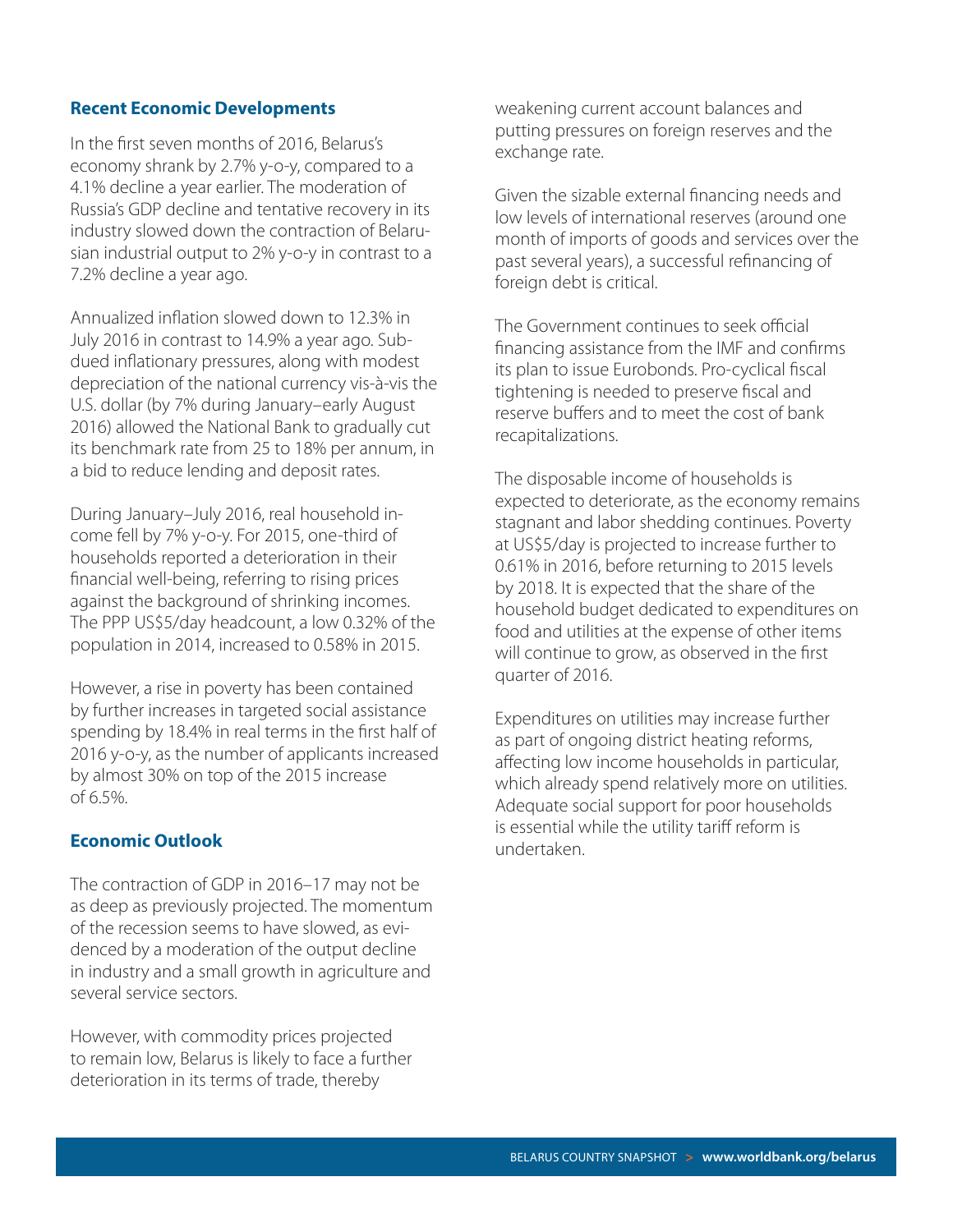## Recent Economic Developments

In the first seven months of 2016, Belarus's economy shrank by 2.7% y-o-y, compared to a 4.1% decline a year earlier. The moderation of Russia's GDP decline and tentative recovery in its industry slowed down the contraction of Belarusian industrial output to 2% y-o-y in contrast to a 7.2% decline a year ago.

Annualized inflation slowed down to 12.3% in July 2016 in contrast to 14.9% a year ago. Subdued inflationary pressures, along with modest depreciation of the national currency vis-à-vis the U.S. dollar (by 7% during January–early August 2016) allowed the National Bank to gradually cut its benchmark rate from 25 to 18% per annum, in a bid to reduce lending and deposit rates.

During January–July 2016, real household income fell by 7% y-o-y. For 2015, one-third of households reported a deterioration in their financial well-being, referring to rising prices against the background of shrinking incomes. The PPP US$5/day headcount, a low 0.32% of the population in 2014, increased to 0.58% in 2015.

However, a rise in poverty has been contained by further increases in targeted social assistance spending by 18.4% in real terms in the first half of 2016 y-o-y, as the number of applicants increased by almost 30% on top of the 2015 increase of 6.5%.

## Economic Outlook

The contraction of GDP in 2016–17 may not be as deep as previously projected. The momentum of the recession seems to have slowed, as evidenced by a moderation of the output decline in industry and a small growth in agriculture and several service sectors.

However, with commodity prices projected to remain low, Belarus is likely to face a further deterioration in its terms of trade, thereby weakening current account balances and putting pressures on foreign reserves and the exchange rate.

Given the sizable external financing needs and low levels of international reserves (around one month of imports of goods and services over the past several years), a successful refinancing of foreign debt is critical.

The Government continues to seek official financing assistance from the IMF and confirms its plan to issue Eurobonds. Pro-cyclical fiscal tightening is needed to preserve fiscal and reserve buffers and to meet the cost of bank recapitalizations.

The disposable income of households is expected to deteriorate, as the economy remains stagnant and labor shedding continues. Poverty at US$5/day is projected to increase further to 0.61% in 2016, before returning to 2015 levels by 2018. It is expected that the share of the household budget dedicated to expenditures on food and utilities at the expense of other items will continue to grow, as observed in the first quarter of 2016.

Expenditures on utilities may increase further as part of ongoing district heating reforms, affecting low income households in particular, which already spend relatively more on utilities. Adequate social support for poor households is essential while the utility tariff reform is undertaken.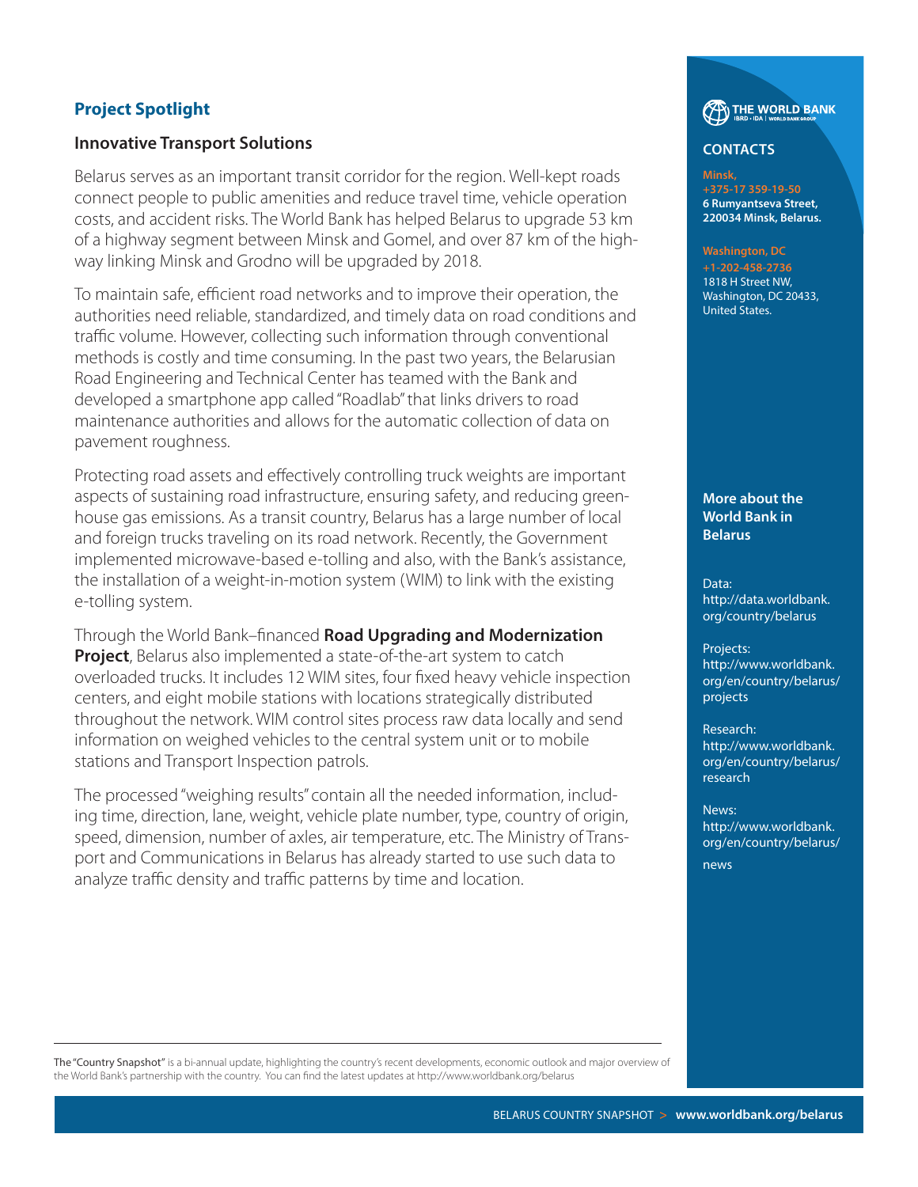## Project Spotlight

### Innovative Transport Solutions

Belarus serves as an important transit corridor for the region. Well-kept roads connect people to public amenities and reduce travel time, vehicle operation costs, and accident risks. The World Bank has helped Belarus to upgrade 53 km of a highway segment between Minsk and Gomel, and over 87 km of the highway linking Minsk and Grodno will be upgraded by 2018.

To maintain safe, efficient road networks and to improve their operation, the authorities need reliable, standardized, and timely data on road conditions and traffic volume. However, collecting such information through conventional methods is costly and time consuming. In the past two years, the Belarusian Road Engineering and Technical Center has teamed with the Bank and developed a smartphone app called "Roadlab" that links drivers to road maintenance authorities and allows for the automatic collection of data on pavement roughness.

Protecting road assets and effectively controlling truck weights are important aspects of sustaining road infrastructure, ensuring safety, and reducing greenhouse gas emissions. As a transit country, Belarus has a large number of local and foreign trucks traveling on its road network. Recently, the Government implemented microwave-based e-tolling and also, with the Bank's assistance, the installation of a weight-in-motion system (WIM) to link with the existing e-tolling system.

Through the World Bank–financed **Road Upgrading and Modernization Project**, Belarus also implemented a state-of-the-art system to catch overloaded trucks. It includes 12 WIM sites, four fixed heavy vehicle inspection centers, and eight mobile stations with locations strategically distributed throughout the network. WIM control sites process raw data locally and send information on weighed vehicles to the central system unit or to mobile stations and Transport Inspection patrols.

The processed "weighing results" contain all the needed information, including time, direction, lane, weight, vehicle plate number, type, country of origin, speed, dimension, number of axles, air temperature, etc. The Ministry of Transport and Communications in Belarus has already started to use such data to analyze traffic density and traffic patterns by time and location.

The "Country Snapshot" is a bi-annual update, highlighting the country's recent developments, economic outlook and major overview of the World Bank's partnership with the country. You can find the latest updates at http://www.worldbank.org/belarus

THE WORLD BANK
IBRD • IDA | WORLD BANK GROUP

### CONTACTS

**Minsk,**
**+375-17 359-19-50**
**6 Rumyantseva Street,**
**220034 Minsk, Belarus.**

**Washington, DC**
**+1-202-458-2736**
1818 H Street NW,
Washington, DC 20433,
United States.

### More about the World Bank in Belarus

Data:
http://data.worldbank.org/country/belarus

Projects:
http://www.worldbank.org/en/country/belarus/projects

Research:
http://www.worldbank.org/en/country/belarus/research

News:
http://www.worldbank.org/en/country/belarus/news

BELARUS COUNTRY SNAPSHOT > **www.worldbank.org/belarus**